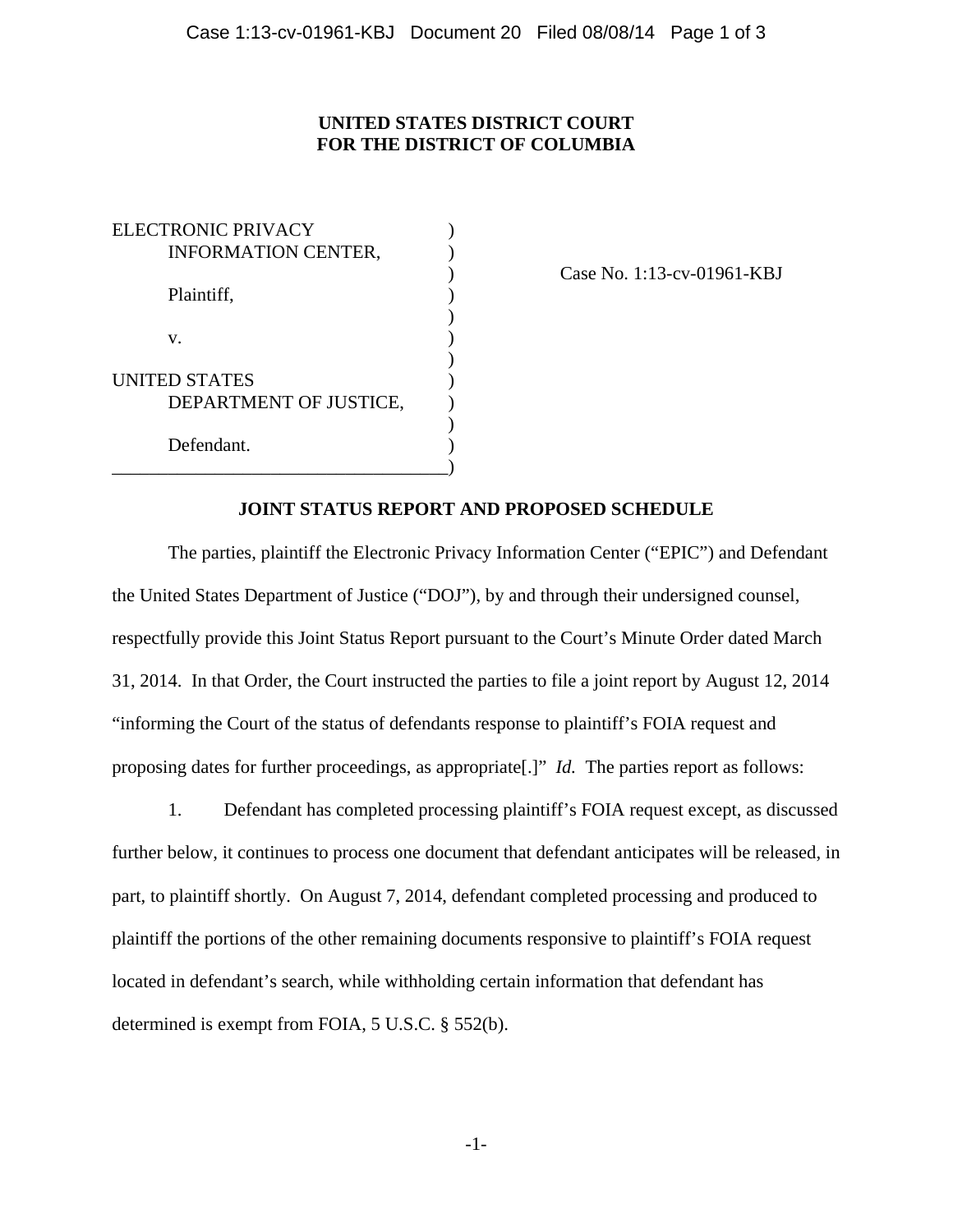**UNITED STATES DISTRICT COURT**
**FOR THE DISTRICT OF COLUMBIA**

ELECTRONIC PRIVACY INFORMATION CENTER,

Plaintiff,

v.

UNITED STATES DEPARTMENT OF JUSTICE,

Defendant.

Case No. 1:13-cv-01961-KBJ

## JOINT STATUS REPORT AND PROPOSED SCHEDULE

The parties, plaintiff the Electronic Privacy Information Center ("EPIC") and Defendant the United States Department of Justice ("DOJ"), by and through their undersigned counsel, respectfully provide this Joint Status Report pursuant to the Court's Minute Order dated March 31, 2014. In that Order, the Court instructed the parties to file a joint report by August 12, 2014 "informing the Court of the status of defendants response to plaintiff's FOIA request and proposing dates for further proceedings, as appropriate[.]" *Id.* The parties report as follows:

1. Defendant has completed processing plaintiff's FOIA request except, as discussed further below, it continues to process one document that defendant anticipates will be released, in part, to plaintiff shortly. On August 7, 2014, defendant completed processing and produced to plaintiff the portions of the other remaining documents responsive to plaintiff's FOIA request located in defendant's search, while withholding certain information that defendant has determined is exempt from FOIA, 5 U.S.C. § 552(b).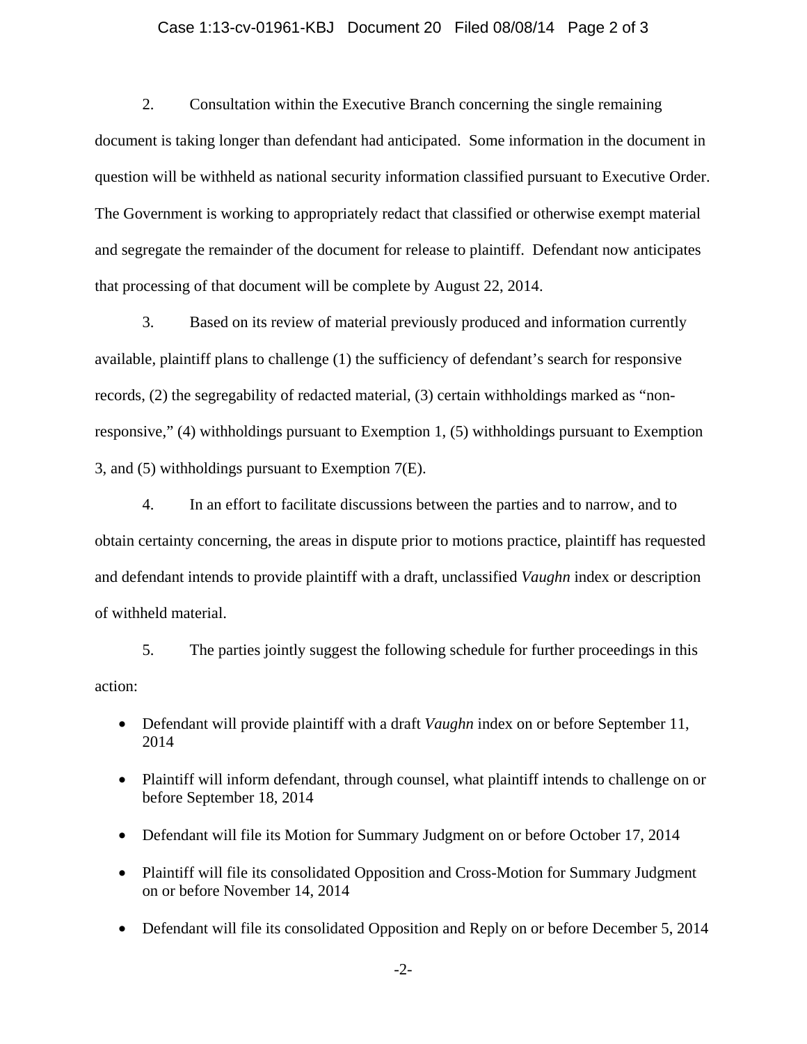2. Consultation within the Executive Branch concerning the single remaining document is taking longer than defendant had anticipated. Some information in the document in question will be withheld as national security information classified pursuant to Executive Order. The Government is working to appropriately redact that classified or otherwise exempt material and segregate the remainder of the document for release to plaintiff. Defendant now anticipates that processing of that document will be complete by August 22, 2014.

3. Based on its review of material previously produced and information currently available, plaintiff plans to challenge (1) the sufficiency of defendant's search for responsive records, (2) the segregability of redacted material, (3) certain withholdings marked as "non-responsive," (4) withholdings pursuant to Exemption 1, (5) withholdings pursuant to Exemption 3, and (5) withholdings pursuant to Exemption 7(E).

4. In an effort to facilitate discussions between the parties and to narrow, and to obtain certainty concerning, the areas in dispute prior to motions practice, plaintiff has requested and defendant intends to provide plaintiff with a draft, unclassified *Vaughn* index or description of withheld material.

5. The parties jointly suggest the following schedule for further proceedings in this action:

- Defendant will provide plaintiff with a draft *Vaughn* index on or before September 11, 2014
- Plaintiff will inform defendant, through counsel, what plaintiff intends to challenge on or before September 18, 2014
- Defendant will file its Motion for Summary Judgment on or before October 17, 2014
- Plaintiff will file its consolidated Opposition and Cross-Motion for Summary Judgment on or before November 14, 2014
- Defendant will file its consolidated Opposition and Reply on or before December 5, 2014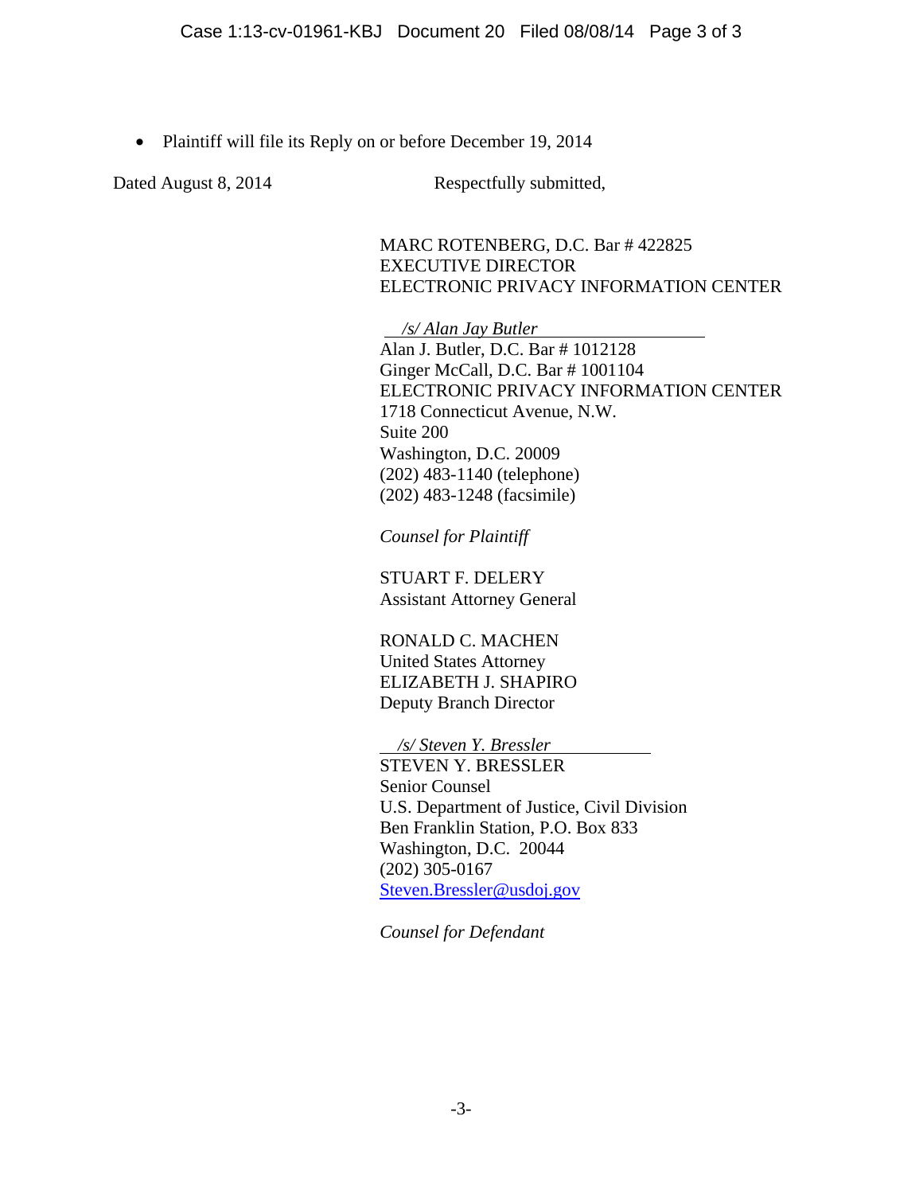- Plaintiff will file its Reply on or before December 19, 2014

Dated August 8, 2014

Respectfully submitted,

MARC ROTENBERG, D.C. Bar # 422825
EXECUTIVE DIRECTOR
ELECTRONIC PRIVACY INFORMATION CENTER

*/s/ Alan Jay Butler*
Alan J. Butler, D.C. Bar # 1012128
Ginger McCall, D.C. Bar # 1001104
ELECTRONIC PRIVACY INFORMATION CENTER
1718 Connecticut Avenue, N.W.
Suite 200
Washington, D.C. 20009
(202) 483-1140 (telephone)
(202) 483-1248 (facsimile)

*Counsel for Plaintiff*

STUART F. DELERY
Assistant Attorney General

RONALD C. MACHEN
United States Attorney
ELIZABETH J. SHAPIRO
Deputy Branch Director

*/s/ Steven Y. Bressler*
STEVEN Y. BRESSLER
Senior Counsel
U.S. Department of Justice, Civil Division
Ben Franklin Station, P.O. Box 833
Washington, D.C. 20044
(202) 305-0167
Steven.Bressler@usdoj.gov

*Counsel for Defendant*